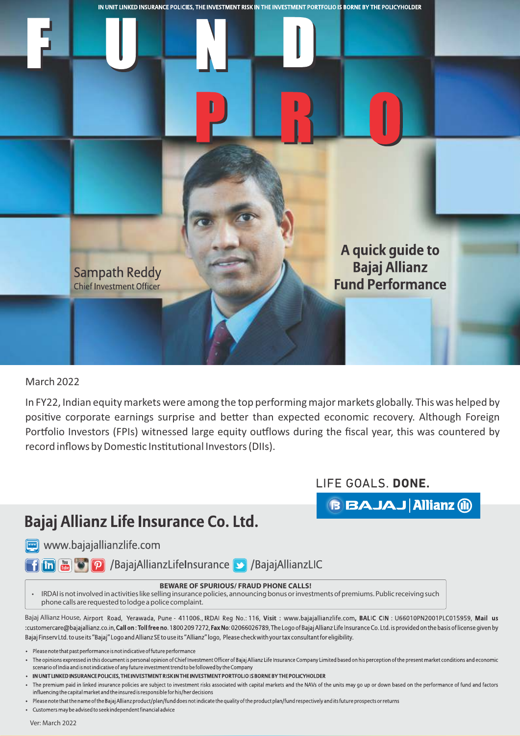IN UNIT LINKED INSURANCE POLICIES, THE INVESTMENT RISK IN THE INVESTMENT PORTFOLIO IS BORNE BY THE POLICYHOLDER

# FUND PRO

Sampath Reddy
Chief Investment Officer

## A quick guide to Bajaj Allianz Fund Performance

March 2022

In FY22, Indian equity markets were among the top performing major markets globally. This was helped by positive corporate earnings surprise and better than expected economic recovery. Although Foreign Portfolio Investors (FPIs) witnessed large equity outflows during the fiscal year, this was countered by record inflows by Domestic Institutional Investors (DIIs).

LIFE GOALS. **DONE.**

BAJAJ | Allianz

## Bajaj Allianz Life Insurance Co. Ltd.

www.bajajallianzlife.com

/BajajAllianzLifeInsurance /BajajAllianzLIC

**BEWARE OF SPURIOUS/ FRAUD PHONE CALLS!**

- IRDAI is not involved in activities like selling insurance policies, announcing bonus or investments of premiums. Public receiving such phone calls are requested to lodge a police complaint.

Bajaj Allianz House, Airport Road, Yerawada, Pune - 411006., IRDAI Reg No.: 116, **Visit** : www.bajajallianzlife.com, **BALIC CIN** : U66010PN2001PLC015959, **Mail us** :customercare@bajajallianz.co.in, **Call on : Toll free no.** 1800 209 7272, **Fax No**: 02066026789, The Logo of Bajaj Allianz Life Insurance Co. Ltd. is provided on the basis of license given by Bajaj Finserv Ltd. to use its "Bajaj" Logo and Allianz SE to use its "Allianz" logo, Please check with your tax consultant for eligibility.

- Please note that past performance is not indicative of future performance
- The opinions expressed in this document is personal opinion of Chief Investment Officer of Bajaj Allianz Life Insurance Company Limited based on his perception of the present market conditions and economic scenario of India and is not indicative of any future investment trend to be followed by the Company
- **IN UNIT LINKED INSURANCE POLICIES, THE INVESTMENT RISK IN THE INVESTMENT PORTFOLIO IS BORNE BY THE POLICYHOLDER**
- The premium paid in linked insurance policies are subject to investment risks associated with capital markets and the NAVs of the units may go up or down based on the performance of fund and factors influencing the capital market and the insured is responsible for his/her decisions
- Please note that the name of the Bajaj Allianz product/plan/fund does not indicate the quality of the product plan/fund respectively and its future prospects or returns
- Customers may be advised to seek independent financial advice

Ver: March 2022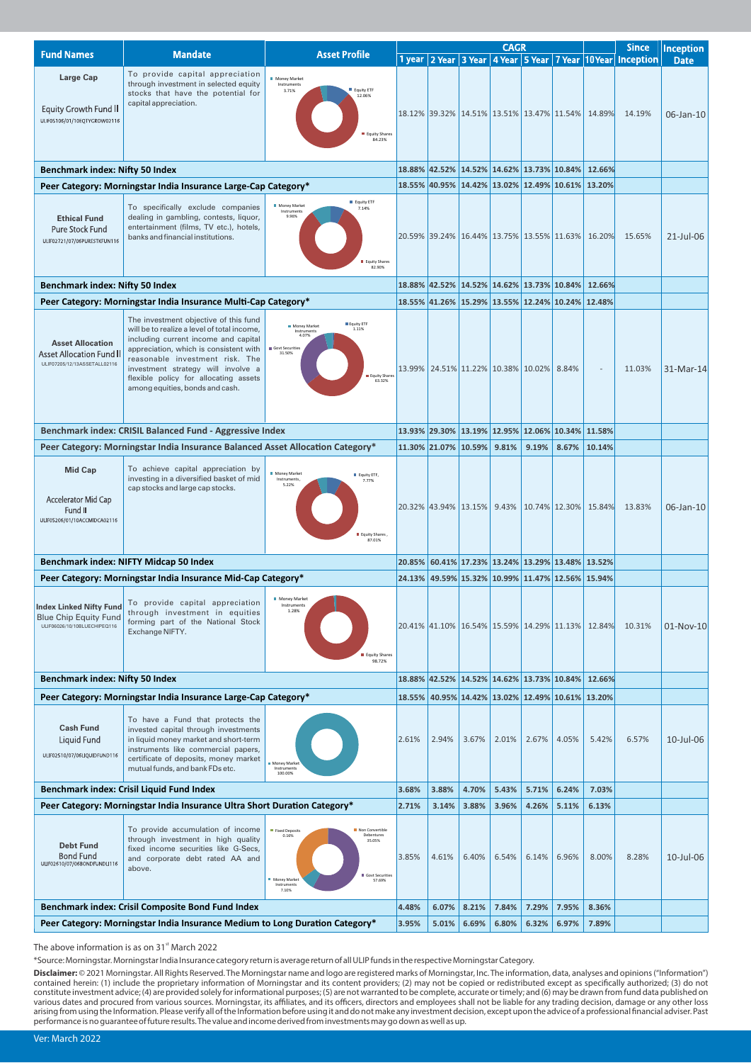| Fund Names | Mandate | Asset Profile | CAGR | | | | | | | Since | Inception |
|---|---|---|---|---|---|---|---|---|---|---|---|
| | | | 1 year | 2 Year | 3 Year | 4 Year | 5 Year | 7 Year | 10Year | Inception | Date |
| **Large Cap** Equity Growth Fund II ULIF05106/01/10EQTYGROW02116 | To provide capital appreciation through investment in selected equity stocks that have the potential for capital appreciation. | Money Market Instruments 3.71%; Equity ETF 12.06%; Equity Shares 84.23% | 18.12% | 39.32% | 14.51% | 13.51% | 13.47% | 11.54% | 14.89% | 14.19% | 06-Jan-10 |
| **Benchmark index: Nifty 50 Index** | | | 18.88% | 42.52% | 14.52% | 14.62% | 13.73% | 10.84% | 12.66% | | |
| **Peer Category: Morningstar India Insurance Large-Cap Category*** | | | 18.55% | 40.95% | 14.42% | 13.02% | 12.49% | 10.61% | 13.20% | | |
| **Ethical Fund** Pure Stock Fund ULIF02721/07/06PURESTKFUN116 | To specifically exclude companies dealing in gambling, contests, liquor, entertainment (films, TV etc.), hotels, banks and financial institutions. | Money Market Instruments 9.96%; Equity ETF 7.14%; Equity Shares 82.90% | 20.59% | 39.24% | 16.44% | 13.75% | 13.55% | 11.63% | 16.20% | 15.65% | 21-Jul-06 |
| **Benchmark index: Nifty 50 Index** | | | 18.88% | 42.52% | 14.52% | 14.62% | 13.73% | 10.84% | 12.66% | | |
| **Peer Category: Morningstar India Insurance Multi-Cap Category*** | | | 18.55% | 41.26% | 15.29% | 13.55% | 12.24% | 10.24% | 12.48% | | |
| **Asset Allocation** Asset Allocation Fund II ULIF07205/12/13ASSETALL02116 | The investment objective of this fund will be to realize a level of total income, including current income and capital appreciation, which is consistent with reasonable investment risk. The investment strategy will involve a flexible policy for allocating assets among equities, bonds and cash. | Money Market Instruments 4.07%; Equity ETF 1.11%; Govt Securities 31.50%; Equity Shares 63.32% | 13.99% | 24.51% | 11.22% | 10.38% | 10.02% | 8.84% | - | 11.03% | 31-Mar-14 |
| **Benchmark index: CRISIL Balanced Fund - Aggressive Index** | | | 13.93% | 29.30% | 13.19% | 12.95% | 12.06% | 10.34% | 11.58% | | |
| **Peer Category: Morningstar India Insurance Balanced Asset Allocation Category*** | | | 11.30% | 21.07% | 10.59% | 9.81% | 9.19% | 8.67% | 10.14% | | |
| **Mid Cap** Accelerator Mid Cap Fund II ULIF05206/01/10ACCMIDCA02116 | To achieve capital appreciation by investing in a diversified basket of mid cap stocks and large cap stocks. | Money Market Instruments, 5.22%; Equity ETF, 7.77%; Equity Shares, 87.01% | 20.32% | 43.94% | 13.15% | 9.43% | 10.74% | 12.30% | 15.84% | 13.83% | 06-Jan-10 |
| **Benchmark index: NIFTY Midcap 50 Index** | | | 20.85% | 60.41% | 17.23% | 13.24% | 13.29% | 13.48% | 13.52% | | |
| **Peer Category: Morningstar India Insurance Mid-Cap Category*** | | | 24.13% | 49.59% | 15.32% | 10.99% | 11.47% | 12.56% | 15.94% | | |
| **Index Linked Nifty Fund** Blue Chip Equity Fund ULIF06026/10/10BLUECHIPEQ116 | To provide capital appreciation through investment in equities forming part of the National Stock Exchange NIFTY. | Money Market Instruments 1.28%; Equity Shares 98.72% | 20.41% | 41.10% | 16.54% | 15.59% | 14.29% | 11.13% | 12.84% | 10.31% | 01-Nov-10 |
| **Benchmark index: Nifty 50 Index** | | | 18.88% | 42.52% | 14.52% | 14.62% | 13.73% | 10.84% | 12.66% | | |
| **Peer Category: Morningstar India Insurance Large-Cap Category*** | | | 18.55% | 40.95% | 14.42% | 13.02% | 12.49% | 10.61% | 13.20% | | |
| **Cash Fund** Liquid Fund ULIF02510/07/06LIQUIDFUND116 | To have a Fund that protects the invested capital through investments in liquid money market and short-term instruments like commercial papers, certificate of deposits, money market mutual funds, and bank FDs etc. | Money Market Instruments 100.00% | 2.61% | 2.94% | 3.67% | 2.01% | 2.67% | 4.05% | 5.42% | 6.57% | 10-Jul-06 |
| **Benchmark index: Crisil Liquid Fund Index** | | | 3.68% | 3.88% | 4.70% | 5.43% | 5.71% | 6.24% | 7.03% | | |
| **Peer Category: Morningstar India Insurance Ultra Short Duration Category*** | | | 2.71% | 3.14% | 3.88% | 3.96% | 4.26% | 5.11% | 6.13% | | |
| **Debt Fund** Bond Fund ULIF02610/07/06BONDFUNDLI116 | To provide accumulation of income through investment in high quality fixed income securities like G-Secs, and corporate debt rated AA and above. | Fixed Deposits 0.16%; Non Convertible Debentures 35.05%; Money Market Instruments 7.10%; Govt Securities 57.69% | 3.85% | 4.61% | 6.40% | 6.54% | 6.14% | 6.96% | 8.00% | 8.28% | 10-Jul-06 |
| **Benchmark index: Crisil Composite Bond Fund Index** | | | 4.48% | 6.07% | 8.21% | 7.84% | 7.29% | 7.95% | 8.36% | | |
| **Peer Category: Morningstar India Insurance Medium to Long Duration Category*** | | | 3.95% | 5.01% | 6.69% | 6.80% | 6.32% | 6.97% | 7.89% | | |

The above information is as on 31st March 2022

*Source: Morningstar. Morningstar India Insurance category return is average return of all ULIP funds in the respective Morningstar Category.

**Disclaimer:** © 2021 Morningstar. All Rights Reserved. The Morningstar name and logo are registered marks of Morningstar, Inc. The information, data, analyses and opinions ("Information") contained herein: (1) include the proprietary information of Morningstar and its content providers; (2) may not be copied or redistributed except as specifically authorized; (3) do not constitute investment advice; (4) are provided solely for informational purposes; (5) are not warranted to be complete, accurate or timely; and (6) may be drawn from fund data published on various dates and procured from various sources. Morningstar, its affiliates, and its officers, directors and employees shall not be liable for any trading decision, damage or any other loss arising from using the Information. Please verify all of the Information before using it and do not make any investment decision, except upon the advice of a professional financial adviser. Past performance is no guarantee of future results. The value and income derived from investments may go down as well as up.

Ver: March 2022